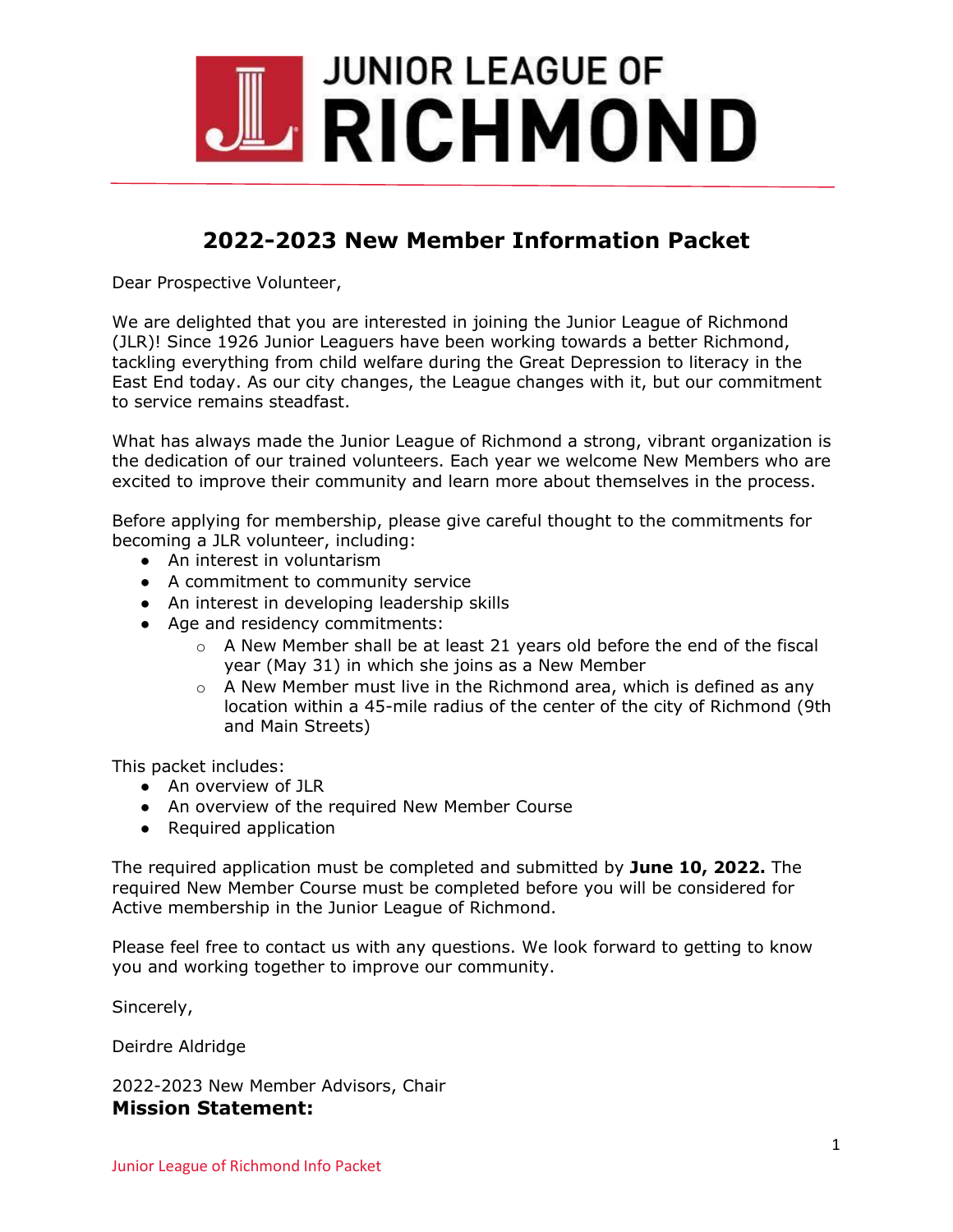# JUNIOR LEAGUE OF RICHMOND

## 2022-2023 New Member Information Packet

Dear Prospective Volunteer,

We are delighted that you are interested in joining the Junior League of Richmond (JLR)! Since 1926 Junior Leaguers have been working towards a better Richmond, tackling everything from child welfare during the Great Depression to literacy in the East End today. As our city changes, the League changes with it, but our commitment to service remains steadfast.

What has always made the Junior League of Richmond a strong, vibrant organization is the dedication of our trained volunteers. Each year we welcome New Members who are excited to improve their community and learn more about themselves in the process.

Before applying for membership, please give careful thought to the commitments for becoming a JLR volunteer, including:

- An interest in voluntarism
- A commitment to community service
- An interest in developing leadership skills
- Age and residency commitments:
  - A New Member shall be at least 21 years old before the end of the fiscal year (May 31) in which she joins as a New Member
  - A New Member must live in the Richmond area, which is defined as any location within a 45-mile radius of the center of the city of Richmond (9th and Main Streets)

This packet includes:

- An overview of JLR
- An overview of the required New Member Course
- Required application

The required application must be completed and submitted by **June 10, 2022.** The required New Member Course must be completed before you will be considered for Active membership in the Junior League of Richmond.

Please feel free to contact us with any questions. We look forward to getting to know you and working together to improve our community.

Sincerely,

Deirdre Aldridge

2022-2023 New Member Advisors, Chair

**Mission Statement:**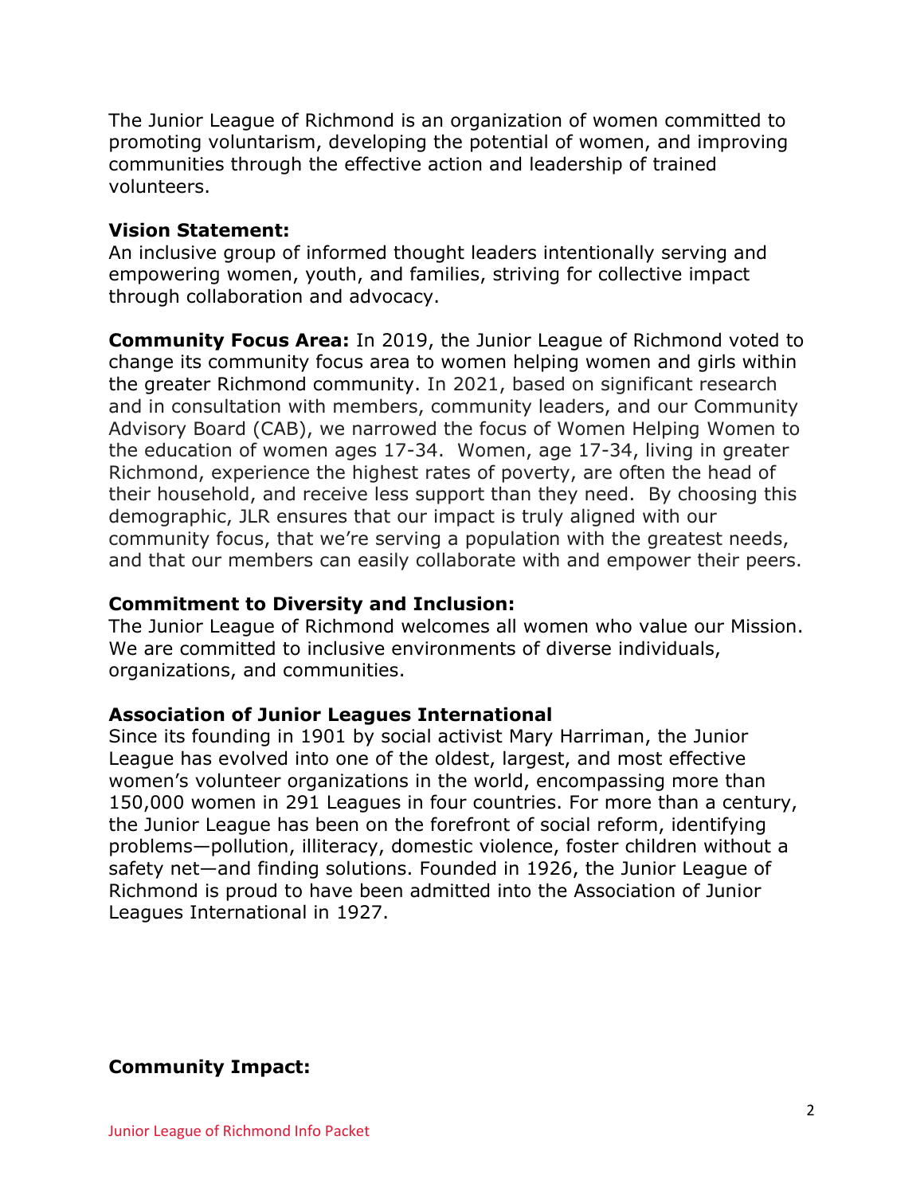The Junior League of Richmond is an organization of women committed to promoting voluntarism, developing the potential of women, and improving communities through the effective action and leadership of trained volunteers.

**Vision Statement:**
An inclusive group of informed thought leaders intentionally serving and empowering women, youth, and families, striving for collective impact through collaboration and advocacy.

**Community Focus Area:** In 2019, the Junior League of Richmond voted to change its community focus area to women helping women and girls within the greater Richmond community. In 2021, based on significant research and in consultation with members, community leaders, and our Community Advisory Board (CAB), we narrowed the focus of Women Helping Women to the education of women ages 17-34. Women, age 17-34, living in greater Richmond, experience the highest rates of poverty, are often the head of their household, and receive less support than they need. By choosing this demographic, JLR ensures that our impact is truly aligned with our community focus, that we're serving a population with the greatest needs, and that our members can easily collaborate with and empower their peers.

**Commitment to Diversity and Inclusion:**
The Junior League of Richmond welcomes all women who value our Mission. We are committed to inclusive environments of diverse individuals, organizations, and communities.

**Association of Junior Leagues International**
Since its founding in 1901 by social activist Mary Harriman, the Junior League has evolved into one of the oldest, largest, and most effective women's volunteer organizations in the world, encompassing more than 150,000 women in 291 Leagues in four countries. For more than a century, the Junior League has been on the forefront of social reform, identifying problems—pollution, illiteracy, domestic violence, foster children without a safety net—and finding solutions. Founded in 1926, the Junior League of Richmond is proud to have been admitted into the Association of Junior Leagues International in 1927.

**Community Impact:**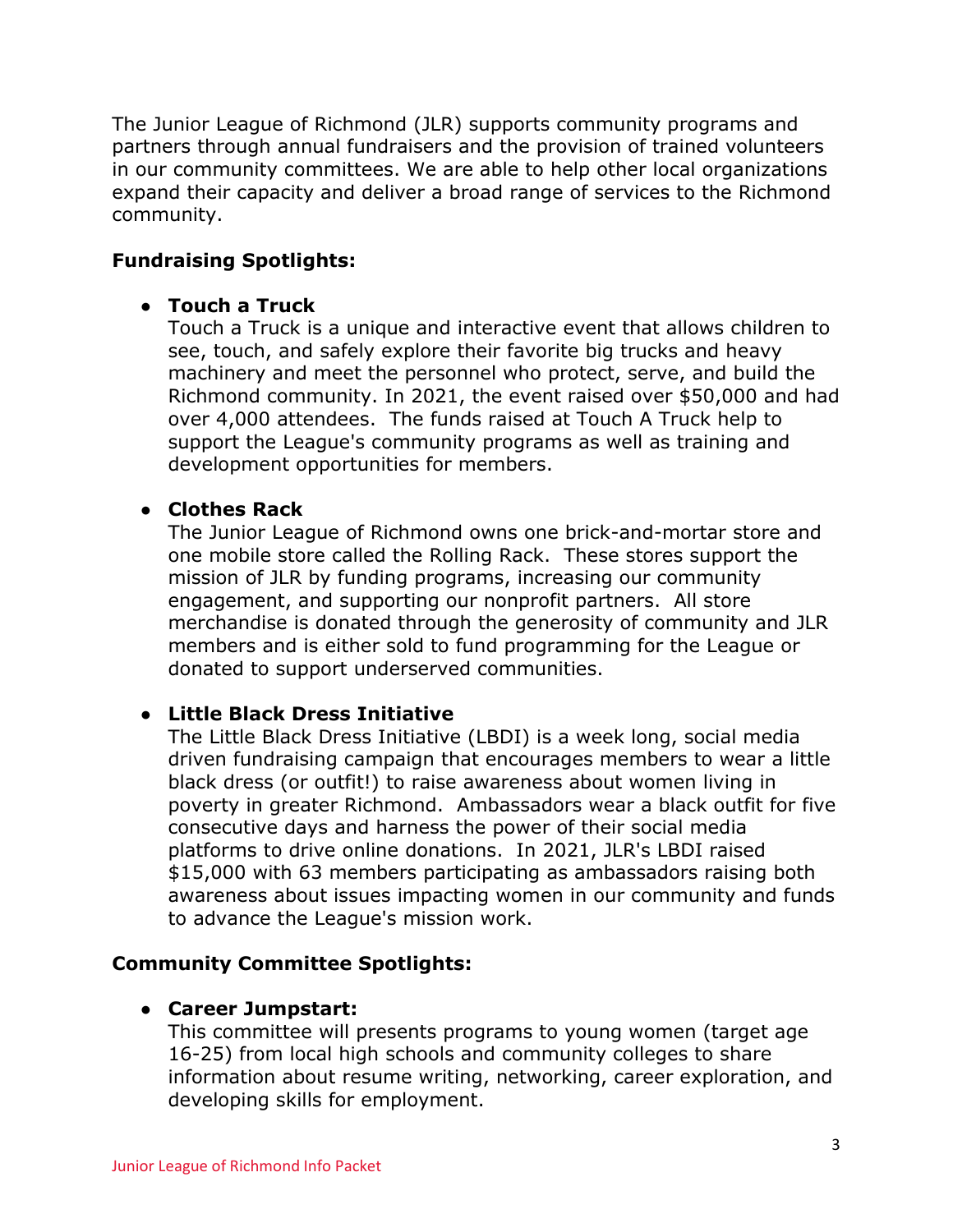The Junior League of Richmond (JLR) supports community programs and partners through annual fundraisers and the provision of trained volunteers in our community committees. We are able to help other local organizations expand their capacity and deliver a broad range of services to the Richmond community.

**Fundraising Spotlights:**

- **Touch a Truck**
  Touch a Truck is a unique and interactive event that allows children to see, touch, and safely explore their favorite big trucks and heavy machinery and meet the personnel who protect, serve, and build the Richmond community. In 2021, the event raised over $50,000 and had over 4,000 attendees. The funds raised at Touch A Truck help to support the League's community programs as well as training and development opportunities for members.

- **Clothes Rack**
  The Junior League of Richmond owns one brick-and-mortar store and one mobile store called the Rolling Rack. These stores support the mission of JLR by funding programs, increasing our community engagement, and supporting our nonprofit partners. All store merchandise is donated through the generosity of community and JLR members and is either sold to fund programming for the League or donated to support underserved communities.

- **Little Black Dress Initiative**
  The Little Black Dress Initiative (LBDI) is a week long, social media driven fundraising campaign that encourages members to wear a little black dress (or outfit!) to raise awareness about women living in poverty in greater Richmond. Ambassadors wear a black outfit for five consecutive days and harness the power of their social media platforms to drive online donations. In 2021, JLR's LBDI raised $15,000 with 63 members participating as ambassadors raising both awareness about issues impacting women in our community and funds to advance the League's mission work.

**Community Committee Spotlights:**

- **Career Jumpstart:**
  This committee will presents programs to young women (target age 16-25) from local high schools and community colleges to share information about resume writing, networking, career exploration, and developing skills for employment.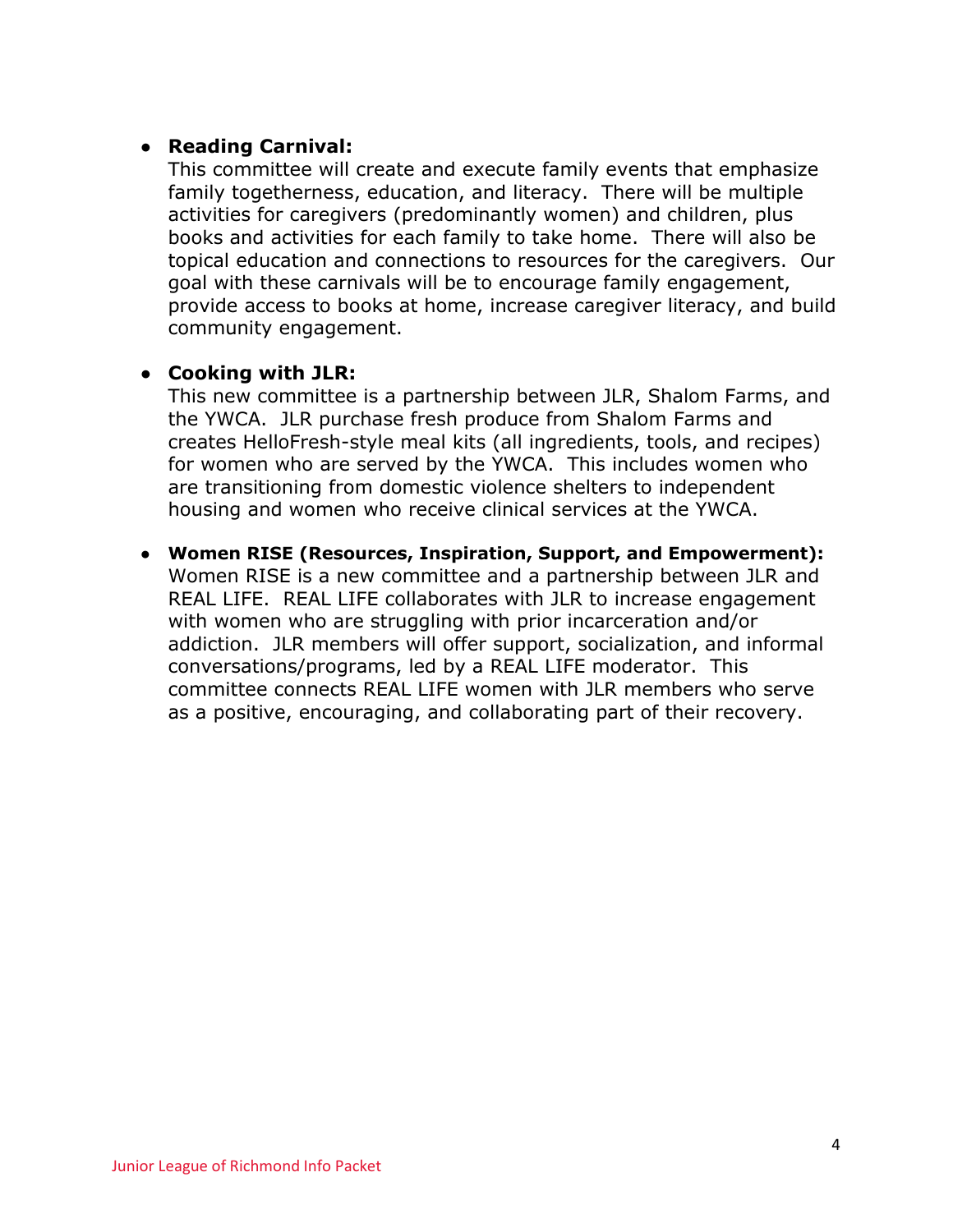- **Reading Carnival:**
  This committee will create and execute family events that emphasize family togetherness, education, and literacy. There will be multiple activities for caregivers (predominantly women) and children, plus books and activities for each family to take home. There will also be topical education and connections to resources for the caregivers. Our goal with these carnivals will be to encourage family engagement, provide access to books at home, increase caregiver literacy, and build community engagement.

- **Cooking with JLR:**
  This new committee is a partnership between JLR, Shalom Farms, and the YWCA. JLR purchase fresh produce from Shalom Farms and creates HelloFresh-style meal kits (all ingredients, tools, and recipes) for women who are served by the YWCA. This includes women who are transitioning from domestic violence shelters to independent housing and women who receive clinical services at the YWCA.

- **Women RISE (Resources, Inspiration, Support, and Empowerment):**
  Women RISE is a new committee and a partnership between JLR and REAL LIFE. REAL LIFE collaborates with JLR to increase engagement with women who are struggling with prior incarceration and/or addiction. JLR members will offer support, socialization, and informal conversations/programs, led by a REAL LIFE moderator. This committee connects REAL LIFE women with JLR members who serve as a positive, encouraging, and collaborating part of their recovery.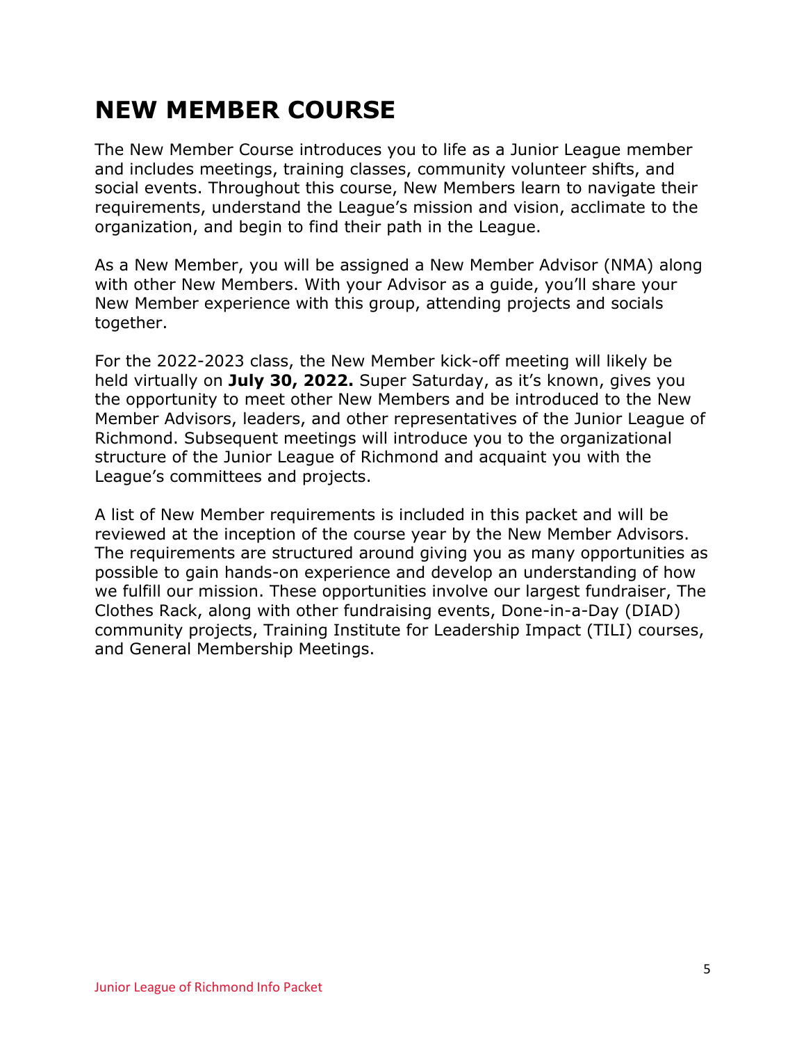# NEW MEMBER COURSE

The New Member Course introduces you to life as a Junior League member and includes meetings, training classes, community volunteer shifts, and social events. Throughout this course, New Members learn to navigate their requirements, understand the League's mission and vision, acclimate to the organization, and begin to find their path in the League.

As a New Member, you will be assigned a New Member Advisor (NMA) along with other New Members. With your Advisor as a guide, you'll share your New Member experience with this group, attending projects and socials together.

For the 2022-2023 class, the New Member kick-off meeting will likely be held virtually on **July 30, 2022.** Super Saturday, as it's known, gives you the opportunity to meet other New Members and be introduced to the New Member Advisors, leaders, and other representatives of the Junior League of Richmond. Subsequent meetings will introduce you to the organizational structure of the Junior League of Richmond and acquaint you with the League's committees and projects.

A list of New Member requirements is included in this packet and will be reviewed at the inception of the course year by the New Member Advisors. The requirements are structured around giving you as many opportunities as possible to gain hands-on experience and develop an understanding of how we fulfill our mission. These opportunities involve our largest fundraiser, The Clothes Rack, along with other fundraising events, Done-in-a-Day (DIAD) community projects, Training Institute for Leadership Impact (TILI) courses, and General Membership Meetings.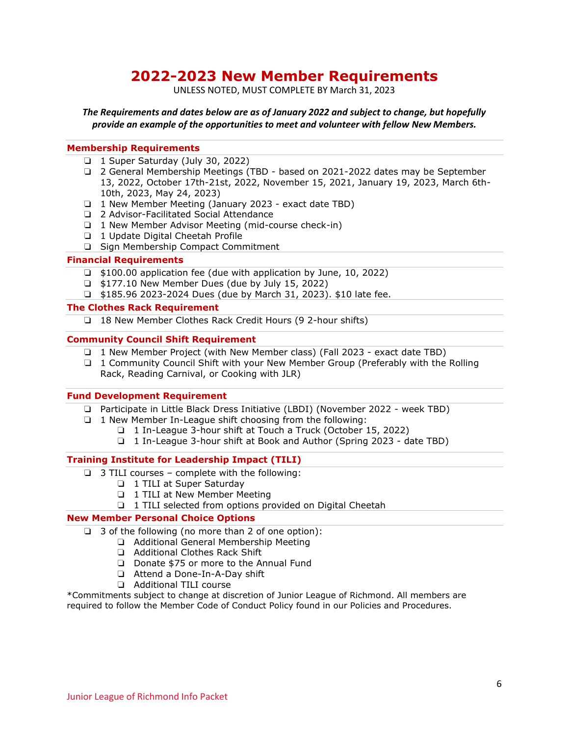# 2022-2023 New Member Requirements

UNLESS NOTED, MUST COMPLETE BY March 31, 2023

***The Requirements and dates below are as of January 2022 and subject to change, but hopefully provide an example of the opportunities to meet and volunteer with fellow New Members.***

## Membership Requirements

- ❑ 1 Super Saturday (July 30, 2022)
- ❑ 2 General Membership Meetings (TBD - based on 2021-2022 dates may be September 13, 2022, October 17th-21st, 2022, November 15, 2021, January 19, 2023, March 6th-10th, 2023, May 24, 2023)
- ❑ 1 New Member Meeting (January 2023 - exact date TBD)
- ❑ 2 Advisor-Facilitated Social Attendance
- ❑ 1 New Member Advisor Meeting (mid-course check-in)
- ❑ 1 Update Digital Cheetah Profile
- ❑ Sign Membership Compact Commitment

## Financial Requirements

- ❑ $100.00 application fee (due with application by June, 10, 2022)
- ❑ $177.10 New Member Dues (due by July 15, 2022)
- ❑ $185.96 2023-2024 Dues (due by March 31, 2023). $10 late fee.

## The Clothes Rack Requirement

- ❑ 18 New Member Clothes Rack Credit Hours (9 2-hour shifts)

## Community Council Shift Requirement

- ❑ 1 New Member Project (with New Member class) (Fall 2023 - exact date TBD)
- ❑ 1 Community Council Shift with your New Member Group (Preferably with the Rolling Rack, Reading Carnival, or Cooking with JLR)

## Fund Development Requirement

- ❑ Participate in Little Black Dress Initiative (LBDI) (November 2022 - week TBD)
- ❑ 1 New Member In-League shift choosing from the following:
  - ❑ 1 In-League 3-hour shift at Touch a Truck (October 15, 2022)
  - ❑ 1 In-League 3-hour shift at Book and Author (Spring 2023 - date TBD)

## Training Institute for Leadership Impact (TILI)

- ❑ 3 TILI courses – complete with the following:
  - ❑ 1 TILI at Super Saturday
  - ❑ 1 TILI at New Member Meeting
  - ❑ 1 TILI selected from options provided on Digital Cheetah

## New Member Personal Choice Options

- ❑ 3 of the following (no more than 2 of one option):
  - ❑ Additional General Membership Meeting
  - ❑ Additional Clothes Rack Shift
  - ❑ Donate $75 or more to the Annual Fund
  - ❑ Attend a Done-In-A-Day shift
  - ❑ Additional TILI course

*Commitments subject to change at discretion of Junior League of Richmond. All members are required to follow the Member Code of Conduct Policy found in our Policies and Procedures.